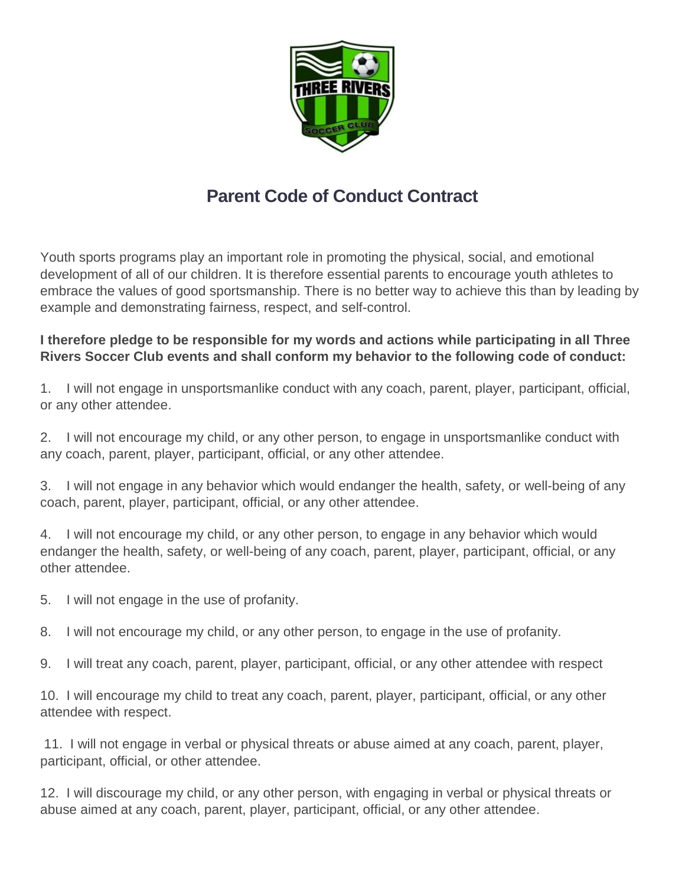# Parent Code of Conduct Contract

Youth sports programs play an important role in promoting the physical, social, and emotional development of all of our children. It is therefore essential parents to encourage youth athletes to embrace the values of good sportsmanship. There is no better way to achieve this than by leading by example and demonstrating fairness, respect, and self-control.

**I therefore pledge to be responsible for my words and actions while participating in all Three Rivers Soccer Club events and shall conform my behavior to the following code of conduct:**

1. I will not engage in unsportsmanlike conduct with any coach, parent, player, participant, official, or any other attendee.

2. I will not encourage my child, or any other person, to engage in unsportsmanlike conduct with any coach, parent, player, participant, official, or any other attendee.

3. I will not engage in any behavior which would endanger the health, safety, or well-being of any coach, parent, player, participant, official, or any other attendee.

4. I will not encourage my child, or any other person, to engage in any behavior which would endanger the health, safety, or well-being of any coach, parent, player, participant, official, or any other attendee.

5. I will not engage in the use of profanity.

8. I will not encourage my child, or any other person, to engage in the use of profanity.

9. I will treat any coach, parent, player, participant, official, or any other attendee with respect

10. I will encourage my child to treat any coach, parent, player, participant, official, or any other attendee with respect.

11. I will not engage in verbal or physical threats or abuse aimed at any coach, parent, player, participant, official, or other attendee.

12. I will discourage my child, or any other person, with engaging in verbal or physical threats or abuse aimed at any coach, parent, player, participant, official, or any other attendee.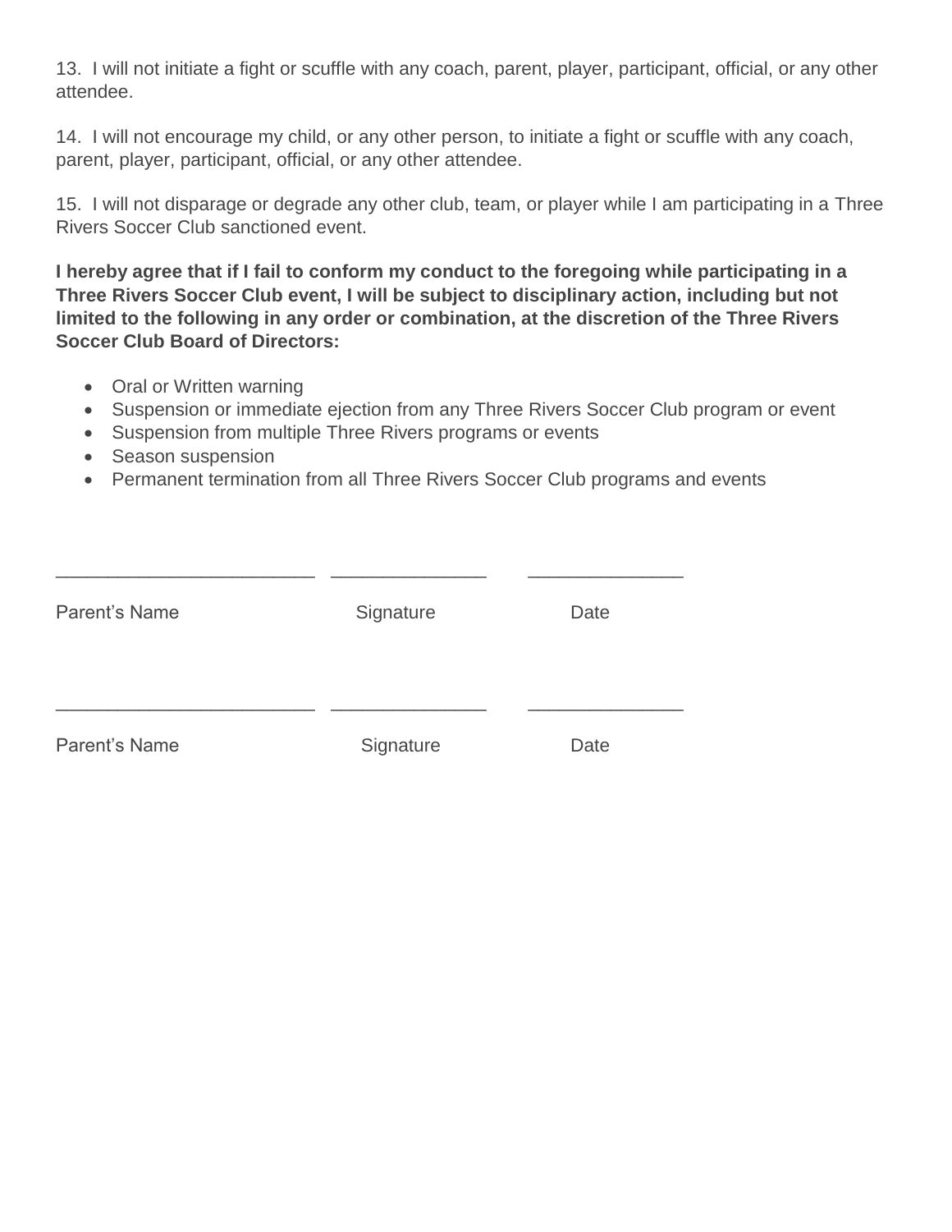13. I will not initiate a fight or scuffle with any coach, parent, player, participant, official, or any other attendee.

14. I will not encourage my child, or any other person, to initiate a fight or scuffle with any coach, parent, player, participant, official, or any other attendee.

15. I will not disparage or degrade any other club, team, or player while I am participating in a Three Rivers Soccer Club sanctioned event.

**I hereby agree that if I fail to conform my conduct to the foregoing while participating in a Three Rivers Soccer Club event, I will be subject to disciplinary action, including but not limited to the following in any order or combination, at the discretion of the Three Rivers Soccer Club Board of Directors:**

- Oral or Written warning
- Suspension or immediate ejection from any Three Rivers Soccer Club program or event
- Suspension from multiple Three Rivers programs or events
- Season suspension
- Permanent termination from all Three Rivers Soccer Club programs and events

________________________ _______________ _______________

Parent's Name Signature Date

________________________ _______________ _______________

Parent's Name Signature Date